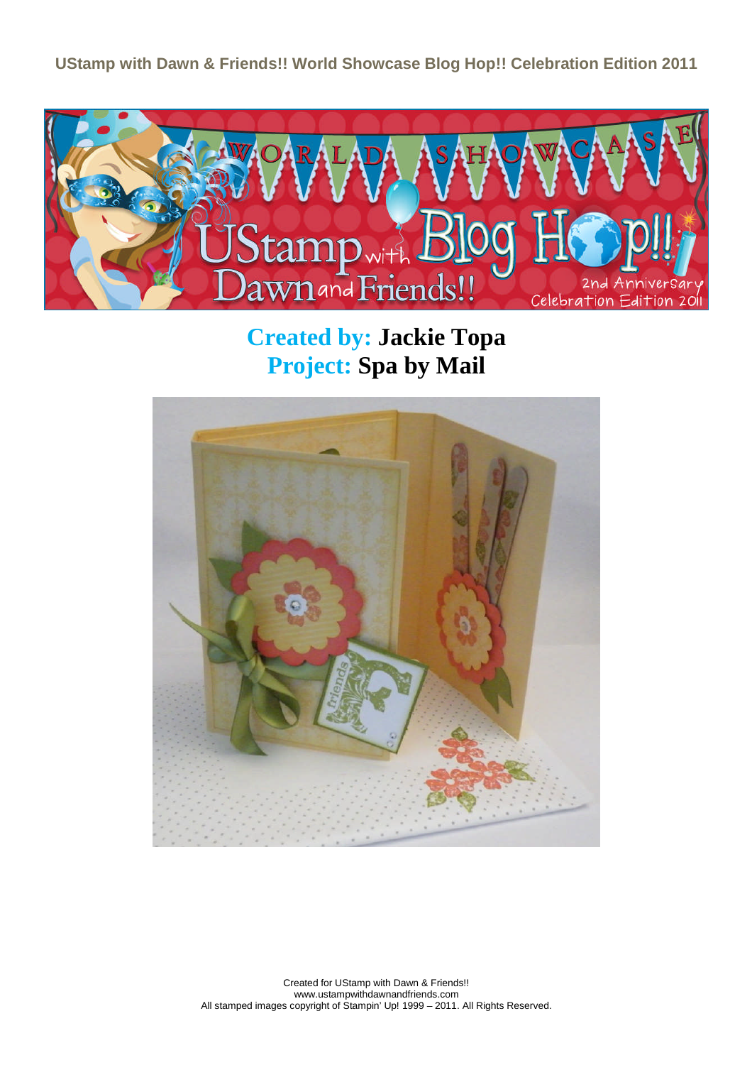**UStamp with Dawn & Friends!! World Showcase Blog Hop!! Celebration Edition 2011**

**Created by: Jackie Topa**
**Project: Spa by Mail**

Created for UStamp with Dawn & Friends!!
www.ustampwithdawnandfriends.com
All stamped images copyright of Stampin' Up! 1999 – 2011. All Rights Reserved.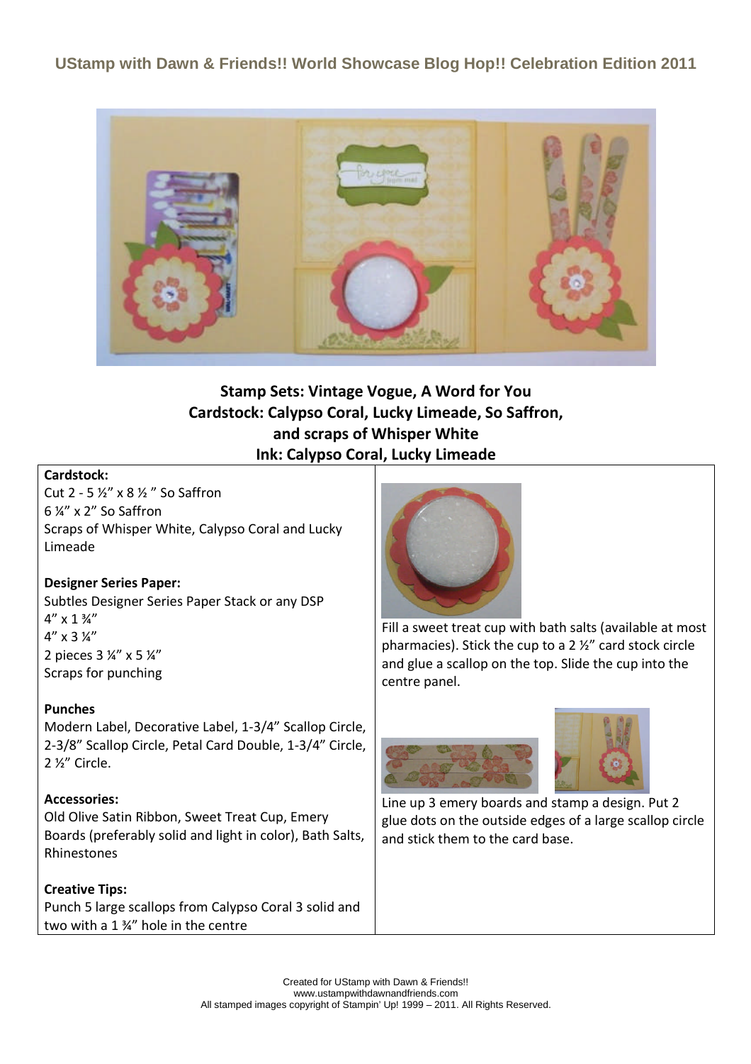## UStamp with Dawn & Friends!! World Showcase Blog Hop!! Celebration Edition 2011

**Stamp Sets: Vintage Vogue, A Word for You**
**Cardstock: Calypso Coral, Lucky Limeade, So Saffron, and scraps of Whisper White**
**Ink: Calypso Coral, Lucky Limeade**

**Cardstock:**
Cut 2 - 5 ½" x 8 ½ " So Saffron
6 ¼" x 2" So Saffron
Scraps of Whisper White, Calypso Coral and Lucky Limeade

**Designer Series Paper:**
Subtles Designer Series Paper Stack or any DSP
4" x 1 ¾"
4" x 3 ¼"
2 pieces 3 ¼" x 5 ¼"
Scraps for punching

**Punches**
Modern Label, Decorative Label, 1-3/4" Scallop Circle, 2-3/8" Scallop Circle, Petal Card Double, 1-3/4" Circle, 2 ½" Circle.

**Accessories:**
Old Olive Satin Ribbon, Sweet Treat Cup, Emery Boards (preferably solid and light in color), Bath Salts, Rhinestones

**Creative Tips:**
Punch 5 large scallops from Calypso Coral 3 solid and two with a 1 ¾" hole in the centre

Fill a sweet treat cup with bath salts (available at most pharmacies). Stick the cup to a 2 ½" card stock circle and glue a scallop on the top. Slide the cup into the centre panel.

Line up 3 emery boards and stamp a design. Put 2 glue dots on the outside edges of a large scallop circle and stick them to the card base.

Created for UStamp with Dawn & Friends!!
www.ustampwithdawnandfriends.com
All stamped images copyright of Stampin' Up! 1999 – 2011. All Rights Reserved.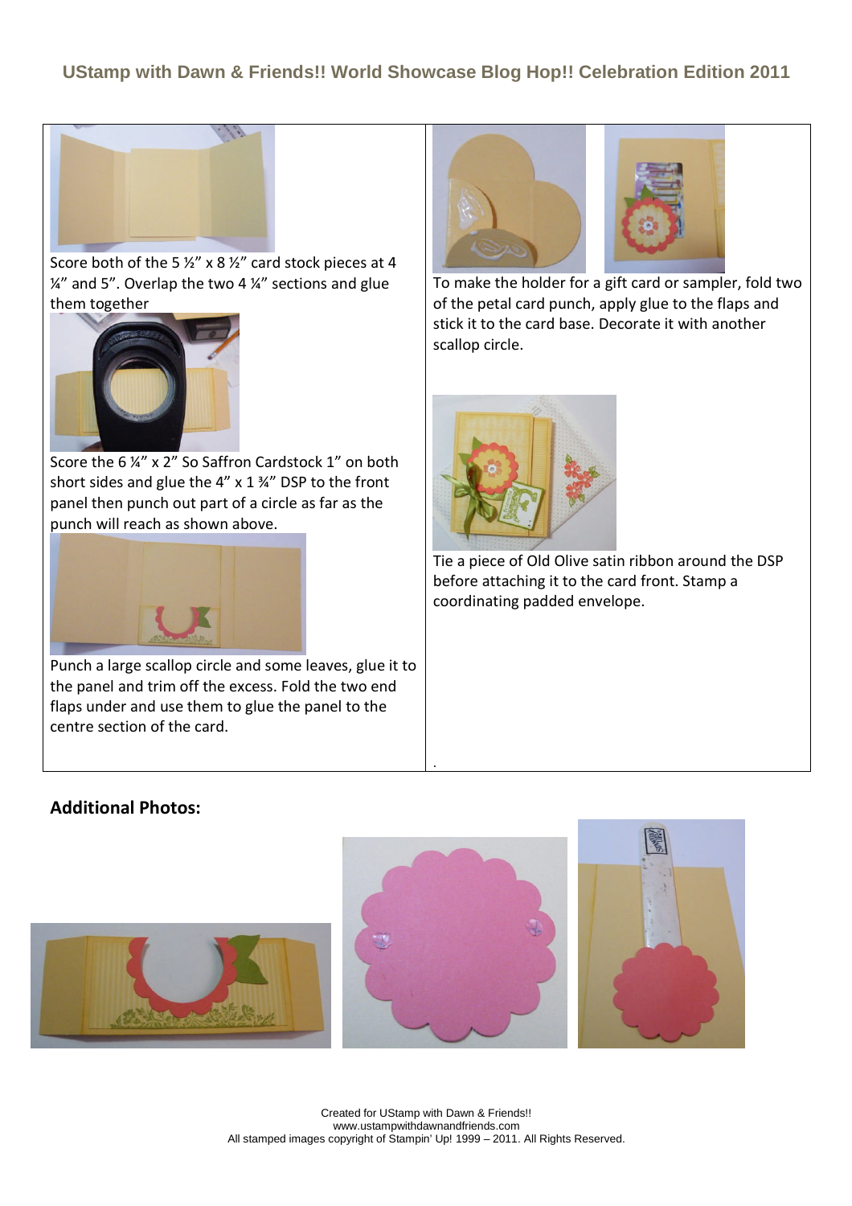Score both of the 5 ½" x 8 ½" card stock pieces at 4 ¼" and 5". Overlap the two 4 ¼" sections and glue them together

Score the 6 ¼" x 2" So Saffron Cardstock 1" on both short sides and glue the 4" x 1 ¾" DSP to the front panel then punch out part of a circle as far as the punch will reach as shown above.

Punch a large scallop circle and some leaves, glue it to the panel and trim off the excess. Fold the two end flaps under and use them to glue the panel to the centre section of the card.

To make the holder for a gift card or sampler, fold two of the petal card punch, apply glue to the flaps and stick it to the card base. Decorate it with another scallop circle.

Tie a piece of Old Olive satin ribbon around the DSP before attaching it to the card front. Stamp a coordinating padded envelope.

## Additional Photos:

Created for UStamp with Dawn & Friends!!
www.ustampwithdawnandfriends.com
All stamped images copyright of Stampin' Up! 1999 – 2011. All Rights Reserved.